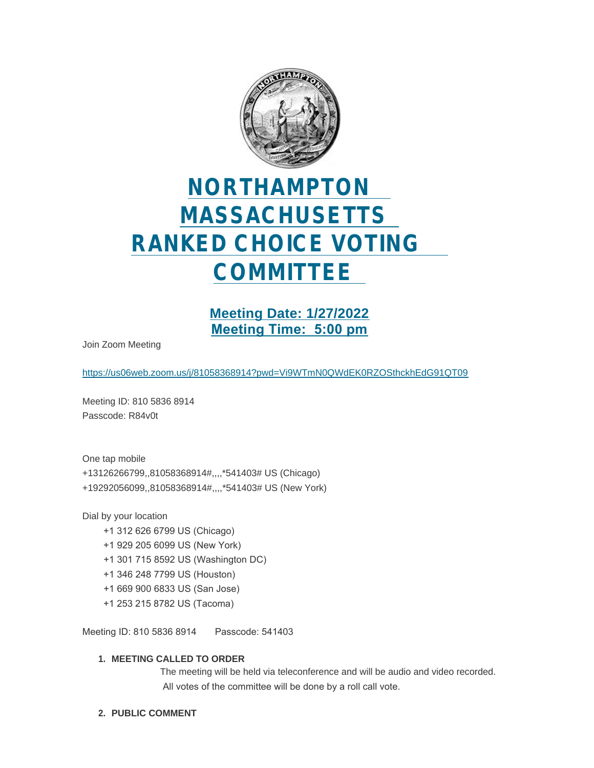# NORTHAMPTON MASSACHUSETTS RANKED CHOICE VOTING COMMITTEE

## Meeting Date: 1/27/2022
## Meeting Time: 5:00 pm

Join Zoom Meeting

https://us06web.zoom.us/j/81058368914?pwd=Vi9WTmN0QWdEK0RZOSthckhEdG91QT09

Meeting ID: 810 5836 8914
Passcode: R84v0t

One tap mobile
+13126266799,,81058368914#,,,,*541403# US (Chicago)
+19292056099,,81058368914#,,,,*541403# US (New York)

Dial by your location

- +1 312 626 6799 US (Chicago)
- +1 929 205 6099 US (New York)
- +1 301 715 8592 US (Washington DC)
- +1 346 248 7799 US (Houston)
- +1 669 900 6833 US (San Jose)
- +1 253 215 8782 US (Tacoma)

Meeting ID: 810 5836 8914 Passcode: 541403

1. **MEETING CALLED TO ORDER**

   The meeting will be held via teleconference and will be audio and video recorded. All votes of the committee will be done by a roll call vote.

2. **PUBLIC COMMENT**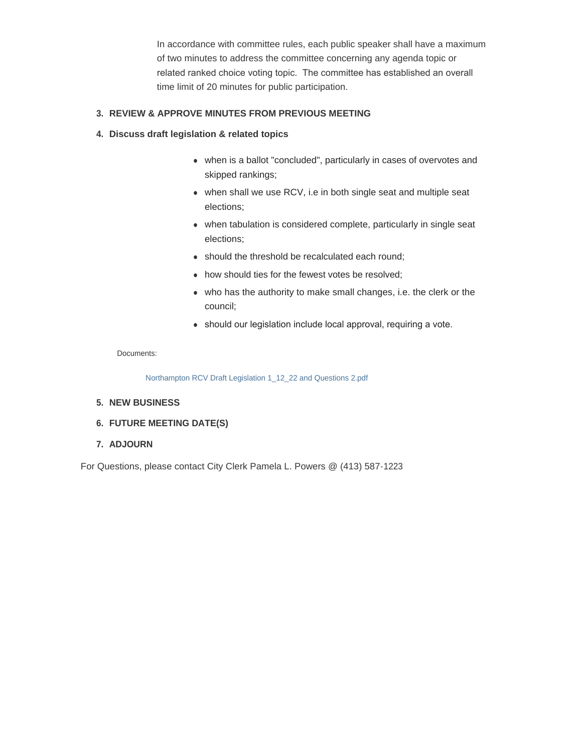In accordance with committee rules, each public speaker shall have a maximum of two minutes to address the committee concerning any agenda topic or related ranked choice voting topic.  The committee has established an overall time limit of 20 minutes for public participation.

3. **REVIEW & APPROVE MINUTES FROM PREVIOUS MEETING**

4. **Discuss draft legislation & related topics**

   - when is a ballot "concluded", particularly in cases of overvotes and skipped rankings;
   - when shall we use RCV, i.e in both single seat and multiple seat elections;
   - when tabulation is considered complete, particularly in single seat elections;
   - should the threshold be recalculated each round;
   - how should ties for the fewest votes be resolved;
   - who has the authority to make small changes, i.e. the clerk or the council;
   - should our legislation include local approval, requiring a vote.

   Documents:

   Northampton RCV Draft Legislation 1_12_22 and Questions 2.pdf

5. **NEW BUSINESS**

6. **FUTURE MEETING DATE(S)**

7. **ADJOURN**

For Questions, please contact City Clerk Pamela L. Powers @ (413) 587-1223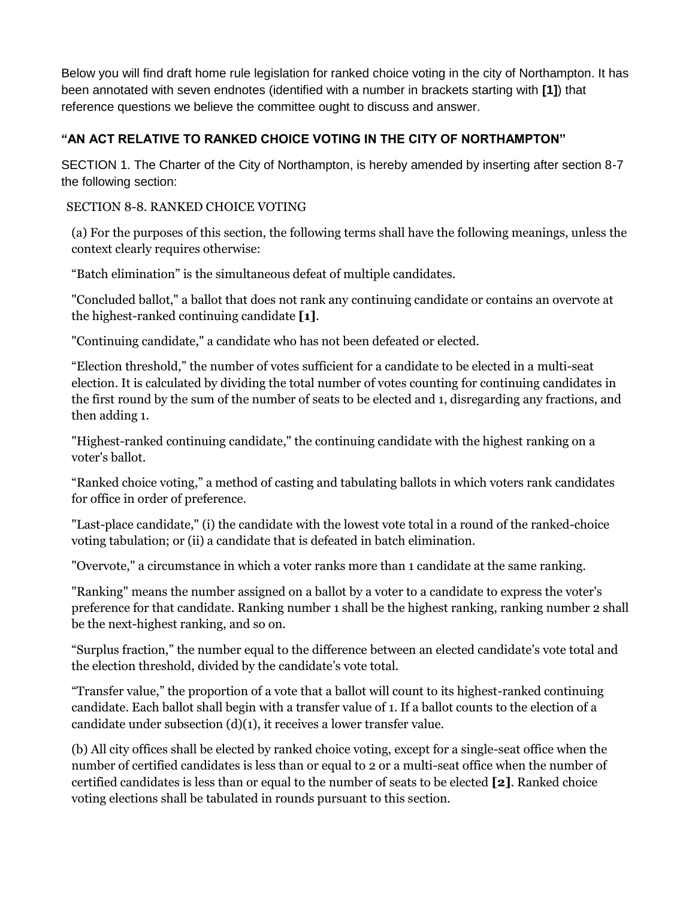Below you will find draft home rule legislation for ranked choice voting in the city of Northampton. It has been annotated with seven endnotes (identified with a number in brackets starting with **[1]**) that reference questions we believe the committee ought to discuss and answer.

### **"AN ACT RELATIVE TO RANKED CHOICE VOTING IN THE CITY OF NORTHAMPTON"**

SECTION 1. The Charter of the City of Northampton, is hereby amended by inserting after section 8-7 the following section:

SECTION 8-8. RANKED CHOICE VOTING

(a) For the purposes of this section, the following terms shall have the following meanings, unless the context clearly requires otherwise:

"Batch elimination" is the simultaneous defeat of multiple candidates.

"Concluded ballot," a ballot that does not rank any continuing candidate or contains an overvote at the highest-ranked continuing candidate **[1]**.

"Continuing candidate," a candidate who has not been defeated or elected.

"Election threshold," the number of votes sufficient for a candidate to be elected in a multi-seat election. It is calculated by dividing the total number of votes counting for continuing candidates in the first round by the sum of the number of seats to be elected and 1, disregarding any fractions, and then adding 1.

"Highest-ranked continuing candidate," the continuing candidate with the highest ranking on a voter's ballot.

"Ranked choice voting," a method of casting and tabulating ballots in which voters rank candidates for office in order of preference.

"Last-place candidate," (i) the candidate with the lowest vote total in a round of the ranked-choice voting tabulation; or (ii) a candidate that is defeated in batch elimination.

"Overvote," a circumstance in which a voter ranks more than 1 candidate at the same ranking.

"Ranking" means the number assigned on a ballot by a voter to a candidate to express the voter's preference for that candidate. Ranking number 1 shall be the highest ranking, ranking number 2 shall be the next-highest ranking, and so on.

"Surplus fraction," the number equal to the difference between an elected candidate's vote total and the election threshold, divided by the candidate's vote total.

"Transfer value," the proportion of a vote that a ballot will count to its highest-ranked continuing candidate. Each ballot shall begin with a transfer value of 1. If a ballot counts to the election of a candidate under subsection (d)(1), it receives a lower transfer value.

(b) All city offices shall be elected by ranked choice voting, except for a single-seat office when the number of certified candidates is less than or equal to 2 or a multi-seat office when the number of certified candidates is less than or equal to the number of seats to be elected **[2]**. Ranked choice voting elections shall be tabulated in rounds pursuant to this section.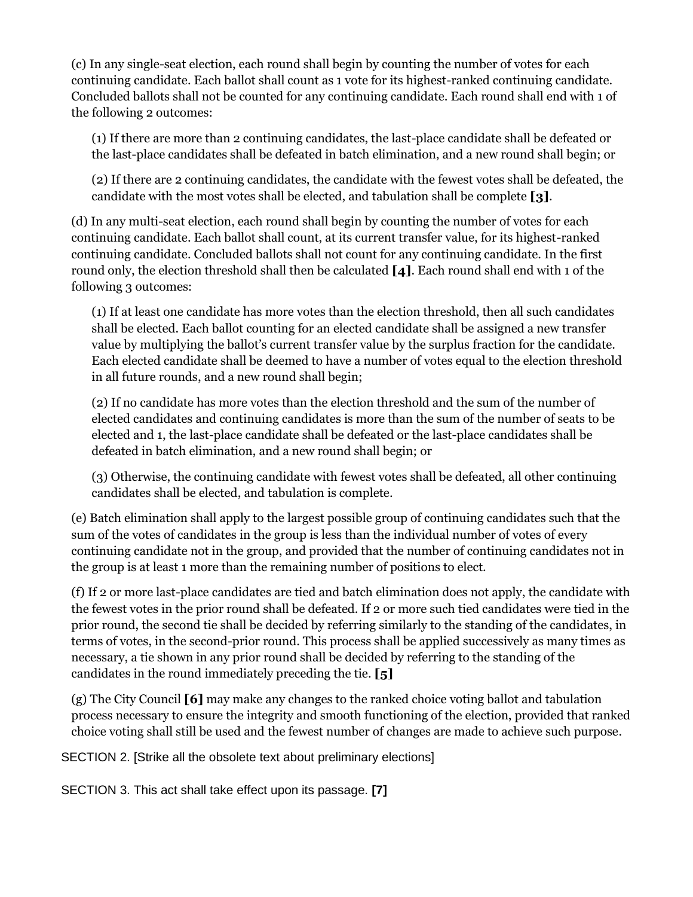(c) In any single-seat election, each round shall begin by counting the number of votes for each continuing candidate. Each ballot shall count as 1 vote for its highest-ranked continuing candidate. Concluded ballots shall not be counted for any continuing candidate. Each round shall end with 1 of the following 2 outcomes:

> (1) If there are more than 2 continuing candidates, the last-place candidate shall be defeated or the last-place candidates shall be defeated in batch elimination, and a new round shall begin; or
>
> (2) If there are 2 continuing candidates, the candidate with the fewest votes shall be defeated, the candidate with the most votes shall be elected, and tabulation shall be complete **[3]**.

(d) In any multi-seat election, each round shall begin by counting the number of votes for each continuing candidate. Each ballot shall count, at its current transfer value, for its highest-ranked continuing candidate. Concluded ballots shall not count for any continuing candidate. In the first round only, the election threshold shall then be calculated **[4]**. Each round shall end with 1 of the following 3 outcomes:

> (1) If at least one candidate has more votes than the election threshold, then all such candidates shall be elected. Each ballot counting for an elected candidate shall be assigned a new transfer value by multiplying the ballot's current transfer value by the surplus fraction for the candidate. Each elected candidate shall be deemed to have a number of votes equal to the election threshold in all future rounds, and a new round shall begin;
>
> (2) If no candidate has more votes than the election threshold and the sum of the number of elected candidates and continuing candidates is more than the sum of the number of seats to be elected and 1, the last-place candidate shall be defeated or the last-place candidates shall be defeated in batch elimination, and a new round shall begin; or
>
> (3) Otherwise, the continuing candidate with fewest votes shall be defeated, all other continuing candidates shall be elected, and tabulation is complete.

(e) Batch elimination shall apply to the largest possible group of continuing candidates such that the sum of the votes of candidates in the group is less than the individual number of votes of every continuing candidate not in the group, and provided that the number of continuing candidates not in the group is at least 1 more than the remaining number of positions to elect.

(f) If 2 or more last-place candidates are tied and batch elimination does not apply, the candidate with the fewest votes in the prior round shall be defeated. If 2 or more such tied candidates were tied in the prior round, the second tie shall be decided by referring similarly to the standing of the candidates, in terms of votes, in the second-prior round. This process shall be applied successively as many times as necessary, a tie shown in any prior round shall be decided by referring to the standing of the candidates in the round immediately preceding the tie. **[5]**

(g) The City Council **[6]** may make any changes to the ranked choice voting ballot and tabulation process necessary to ensure the integrity and smooth functioning of the election, provided that ranked choice voting shall still be used and the fewest number of changes are made to achieve such purpose.

SECTION 2. [Strike all the obsolete text about preliminary elections]

SECTION 3. This act shall take effect upon its passage. **[7]**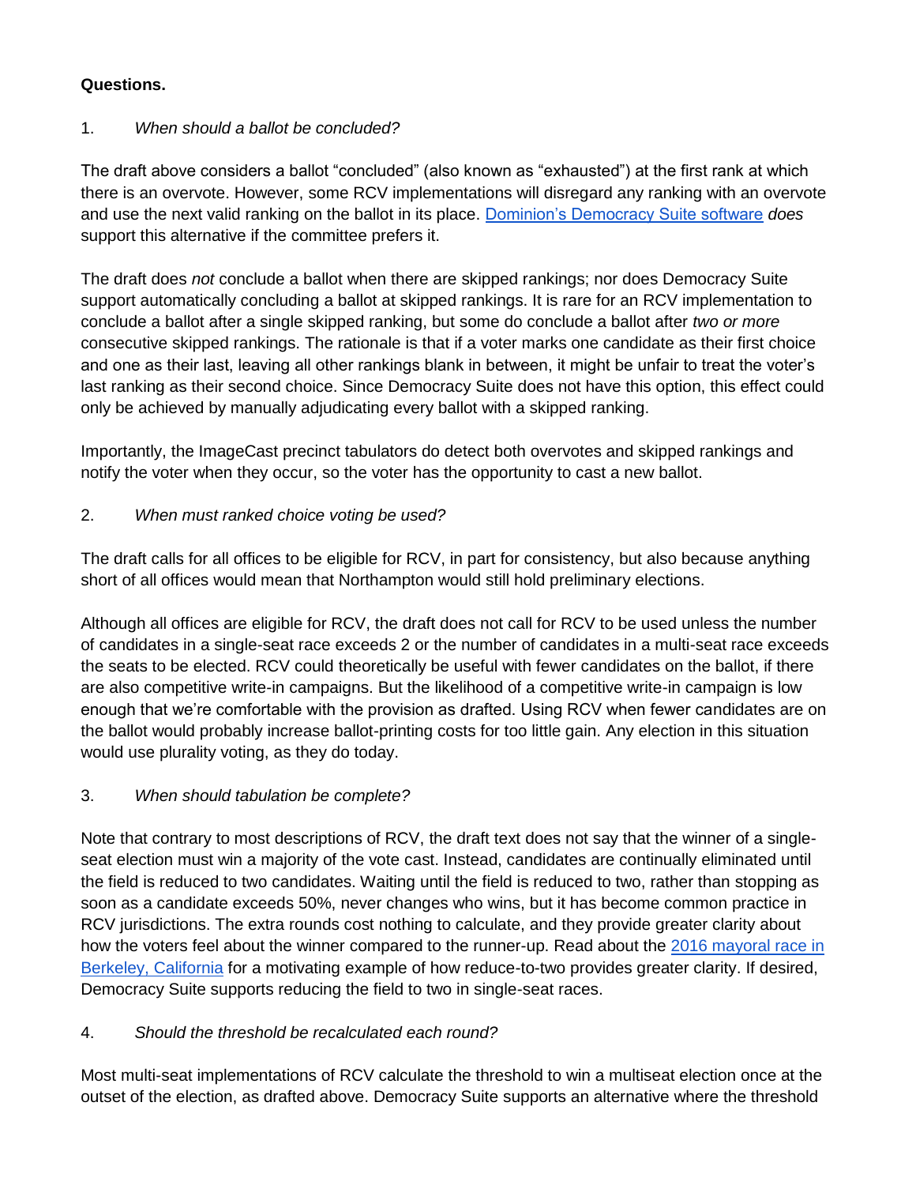**Questions.**

1. *When should a ballot be concluded?*

The draft above considers a ballot "concluded" (also known as "exhausted") at the first rank at which there is an overvote. However, some RCV implementations will disregard any ranking with an overvote and use the next valid ranking on the ballot in its place. Dominion's Democracy Suite software *does* support this alternative if the committee prefers it.

The draft does *not* conclude a ballot when there are skipped rankings; nor does Democracy Suite support automatically concluding a ballot at skipped rankings. It is rare for an RCV implementation to conclude a ballot after a single skipped ranking, but some do conclude a ballot after *two or more* consecutive skipped rankings. The rationale is that if a voter marks one candidate as their first choice and one as their last, leaving all other rankings blank in between, it might be unfair to treat the voter's last ranking as their second choice. Since Democracy Suite does not have this option, this effect could only be achieved by manually adjudicating every ballot with a skipped ranking.

Importantly, the ImageCast precinct tabulators do detect both overvotes and skipped rankings and notify the voter when they occur, so the voter has the opportunity to cast a new ballot.

2. *When must ranked choice voting be used?*

The draft calls for all offices to be eligible for RCV, in part for consistency, but also because anything short of all offices would mean that Northampton would still hold preliminary elections.

Although all offices are eligible for RCV, the draft does not call for RCV to be used unless the number of candidates in a single-seat race exceeds 2 or the number of candidates in a multi-seat race exceeds the seats to be elected. RCV could theoretically be useful with fewer candidates on the ballot, if there are also competitive write-in campaigns. But the likelihood of a competitive write-in campaign is low enough that we're comfortable with the provision as drafted. Using RCV when fewer candidates are on the ballot would probably increase ballot-printing costs for too little gain. Any election in this situation would use plurality voting, as they do today.

3. *When should tabulation be complete?*

Note that contrary to most descriptions of RCV, the draft text does not say that the winner of a single-seat election must win a majority of the vote cast. Instead, candidates are continually eliminated until the field is reduced to two candidates. Waiting until the field is reduced to two, rather than stopping as soon as a candidate exceeds 50%, never changes who wins, but it has become common practice in RCV jurisdictions. The extra rounds cost nothing to calculate, and they provide greater clarity about how the voters feel about the winner compared to the runner-up. Read about the 2016 mayoral race in Berkeley, California for a motivating example of how reduce-to-two provides greater clarity. If desired, Democracy Suite supports reducing the field to two in single-seat races.

4. *Should the threshold be recalculated each round?*

Most multi-seat implementations of RCV calculate the threshold to win a multiseat election once at the outset of the election, as drafted above. Democracy Suite supports an alternative where the threshold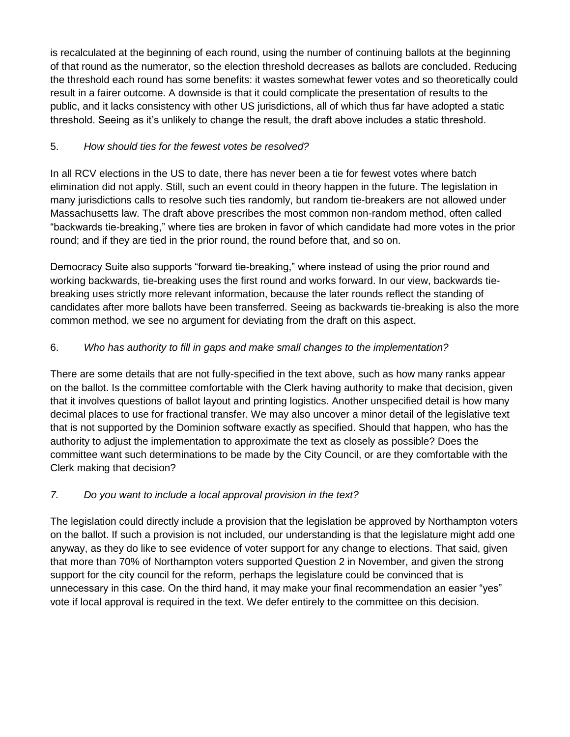is recalculated at the beginning of each round, using the number of continuing ballots at the beginning of that round as the numerator, so the election threshold decreases as ballots are concluded. Reducing the threshold each round has some benefits: it wastes somewhat fewer votes and so theoretically could result in a fairer outcome. A downside is that it could complicate the presentation of results to the public, and it lacks consistency with other US jurisdictions, all of which thus far have adopted a static threshold. Seeing as it's unlikely to change the result, the draft above includes a static threshold.

5. *How should ties for the fewest votes be resolved?*

In all RCV elections in the US to date, there has never been a tie for fewest votes where batch elimination did not apply. Still, such an event could in theory happen in the future. The legislation in many jurisdictions calls to resolve such ties randomly, but random tie-breakers are not allowed under Massachusetts law. The draft above prescribes the most common non-random method, often called "backwards tie-breaking," where ties are broken in favor of which candidate had more votes in the prior round; and if they are tied in the prior round, the round before that, and so on.

Democracy Suite also supports "forward tie-breaking," where instead of using the prior round and working backwards, tie-breaking uses the first round and works forward. In our view, backwards tie-breaking uses strictly more relevant information, because the later rounds reflect the standing of candidates after more ballots have been transferred. Seeing as backwards tie-breaking is also the more common method, we see no argument for deviating from the draft on this aspect.

6. *Who has authority to fill in gaps and make small changes to the implementation?*

There are some details that are not fully-specified in the text above, such as how many ranks appear on the ballot. Is the committee comfortable with the Clerk having authority to make that decision, given that it involves questions of ballot layout and printing logistics. Another unspecified detail is how many decimal places to use for fractional transfer. We may also uncover a minor detail of the legislative text that is not supported by the Dominion software exactly as specified. Should that happen, who has the authority to adjust the implementation to approximate the text as closely as possible? Does the committee want such determinations to be made by the City Council, or are they comfortable with the Clerk making that decision?

*7. Do you want to include a local approval provision in the text?*

The legislation could directly include a provision that the legislation be approved by Northampton voters on the ballot. If such a provision is not included, our understanding is that the legislature might add one anyway, as they do like to see evidence of voter support for any change to elections. That said, given that more than 70% of Northampton voters supported Question 2 in November, and given the strong support for the city council for the reform, perhaps the legislature could be convinced that is unnecessary in this case. On the third hand, it may make your final recommendation an easier "yes" vote if local approval is required in the text. We defer entirely to the committee on this decision.